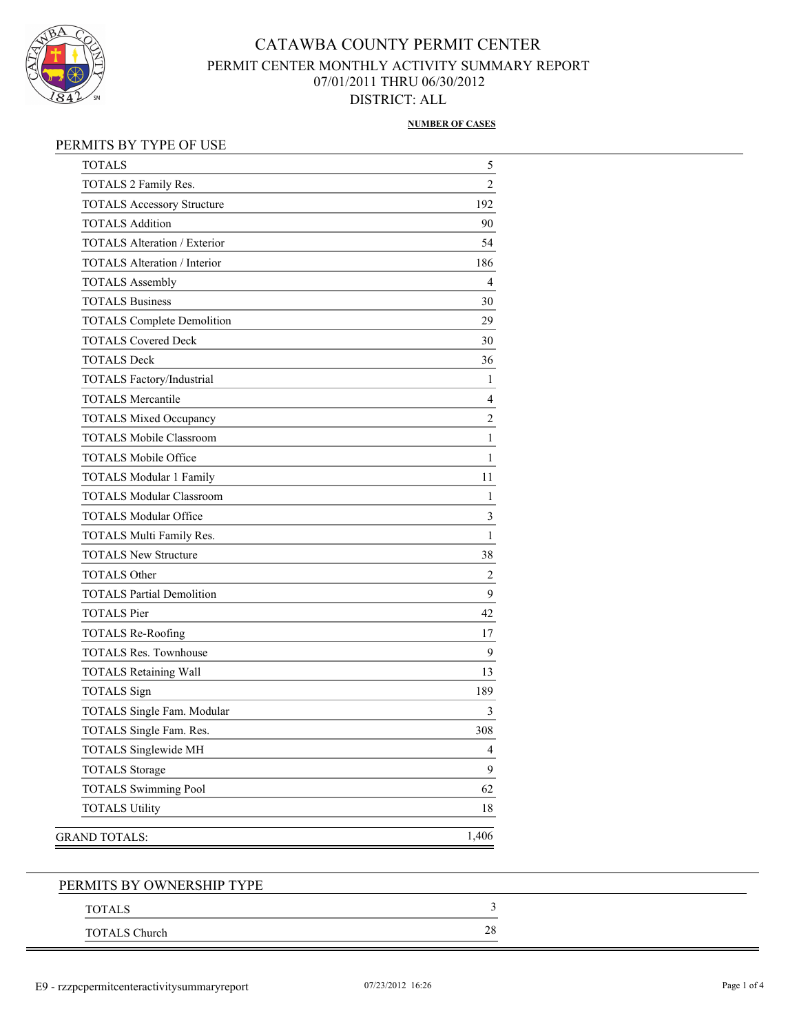# CATAWBA COUNTY PERMIT CENTER

## PERMIT CENTER MONTHLY ACTIVITY SUMMARY REPORT

07/01/2011 THRU 06/30/2012

DISTRICT: ALL

## PERMITS BY TYPE OF USE

| | NUMBER OF CASES |
|---|---|
| TOTALS | 5 |
| TOTALS 2 Family Res. | 2 |
| TOTALS Accessory Structure | 192 |
| TOTALS Addition | 90 |
| TOTALS Alteration / Exterior | 54 |
| TOTALS Alteration / Interior | 186 |
| TOTALS Assembly | 4 |
| TOTALS Business | 30 |
| TOTALS Complete Demolition | 29 |
| TOTALS Covered Deck | 30 |
| TOTALS Deck | 36 |
| TOTALS Factory/Industrial | 1 |
| TOTALS Mercantile | 4 |
| TOTALS Mixed Occupancy | 2 |
| TOTALS Mobile Classroom | 1 |
| TOTALS Mobile Office | 1 |
| TOTALS Modular 1 Family | 11 |
| TOTALS Modular Classroom | 1 |
| TOTALS Modular Office | 3 |
| TOTALS Multi Family Res. | 1 |
| TOTALS New Structure | 38 |
| TOTALS Other | 2 |
| TOTALS Partial Demolition | 9 |
| TOTALS Pier | 42 |
| TOTALS Re-Roofing | 17 |
| TOTALS Res. Townhouse | 9 |
| TOTALS Retaining Wall | 13 |
| TOTALS Sign | 189 |
| TOTALS Single Fam. Modular | 3 |
| TOTALS Single Fam. Res. | 308 |
| TOTALS Singlewide MH | 4 |
| TOTALS Storage | 9 |
| TOTALS Swimming Pool | 62 |
| TOTALS Utility | 18 |
| GRAND TOTALS: | 1,406 |

## PERMITS BY OWNERSHIP TYPE

| | |
|---|---|
| TOTALS | 3 |
| TOTALS Church | 28 |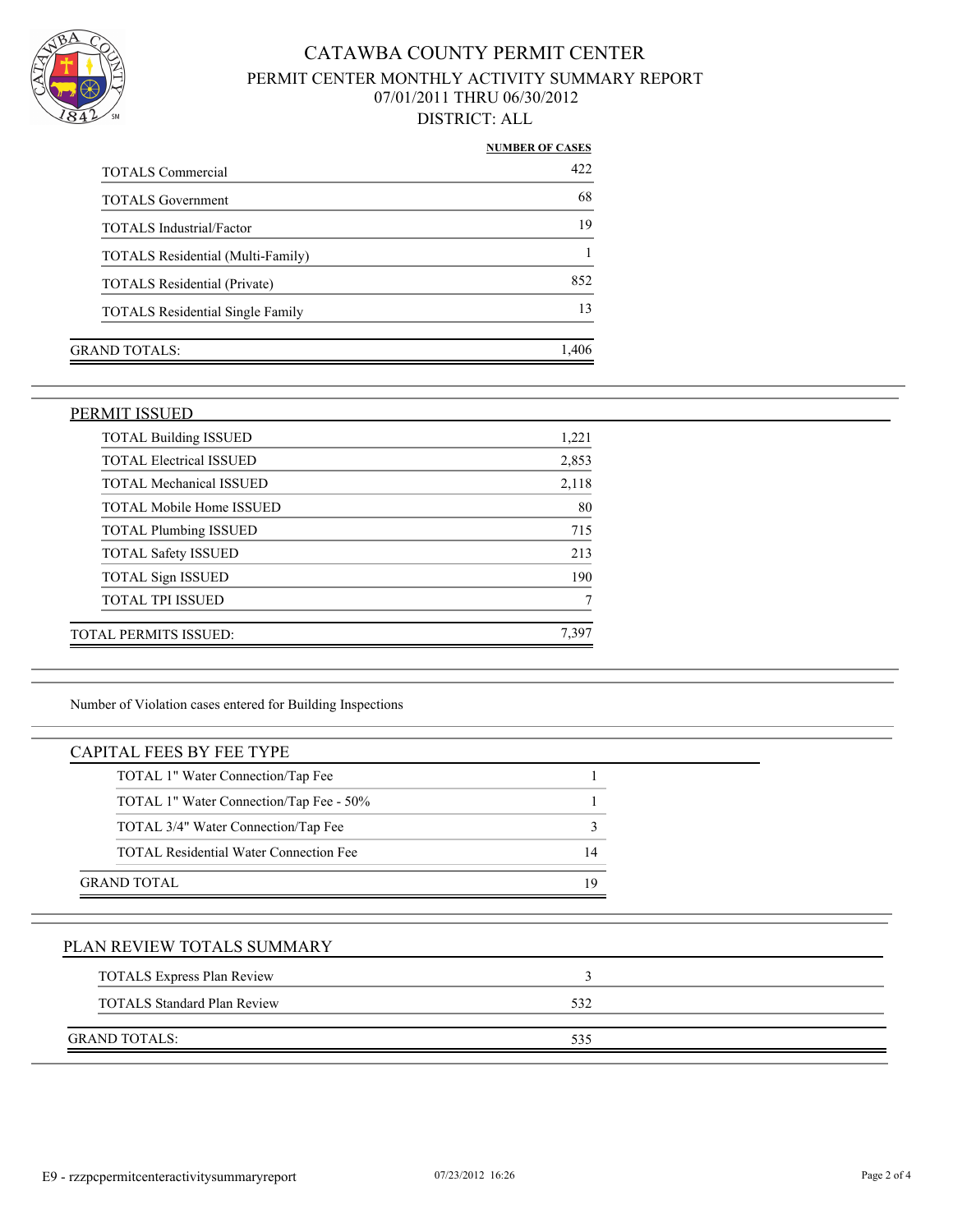# CATAWBA COUNTY PERMIT CENTER

## PERMIT CENTER MONTHLY ACTIVITY SUMMARY REPORT

### 07/01/2011 THRU 06/30/2012

### DISTRICT: ALL

| | NUMBER OF CASES |
|---|---|
| TOTALS Commercial | 422 |
| TOTALS Government | 68 |
| TOTALS Industrial/Factor | 19 |
| TOTALS Residential (Multi-Family) | 1 |
| TOTALS Residential (Private) | 852 |
| TOTALS Residential Single Family | 13 |
| GRAND TOTALS: | 1,406 |

## PERMIT ISSUED

| | |
|---|---|
| TOTAL Building ISSUED | 1,221 |
| TOTAL Electrical ISSUED | 2,853 |
| TOTAL Mechanical ISSUED | 2,118 |
| TOTAL Mobile Home ISSUED | 80 |
| TOTAL Plumbing ISSUED | 715 |
| TOTAL Safety ISSUED | 213 |
| TOTAL Sign ISSUED | 190 |
| TOTAL TPI ISSUED | 7 |
| TOTAL PERMITS ISSUED: | 7,397 |

Number of Violation cases entered for Building Inspections

## CAPITAL FEES BY FEE TYPE

| | |
|---|---|
| TOTAL 1" Water Connection/Tap Fee | 1 |
| TOTAL 1" Water Connection/Tap Fee - 50% | 1 |
| TOTAL 3/4" Water Connection/Tap Fee | 3 |
| TOTAL Residential Water Connection Fee | 14 |
| GRAND TOTAL | 19 |

## PLAN REVIEW TOTALS SUMMARY

| | |
|---|---|
| TOTALS Express Plan Review | 3 |
| TOTALS Standard Plan Review | 532 |
| GRAND TOTALS: | 535 |

E9 - rzzpcpermitcenteractivitysummaryreport 07/23/2012 16:26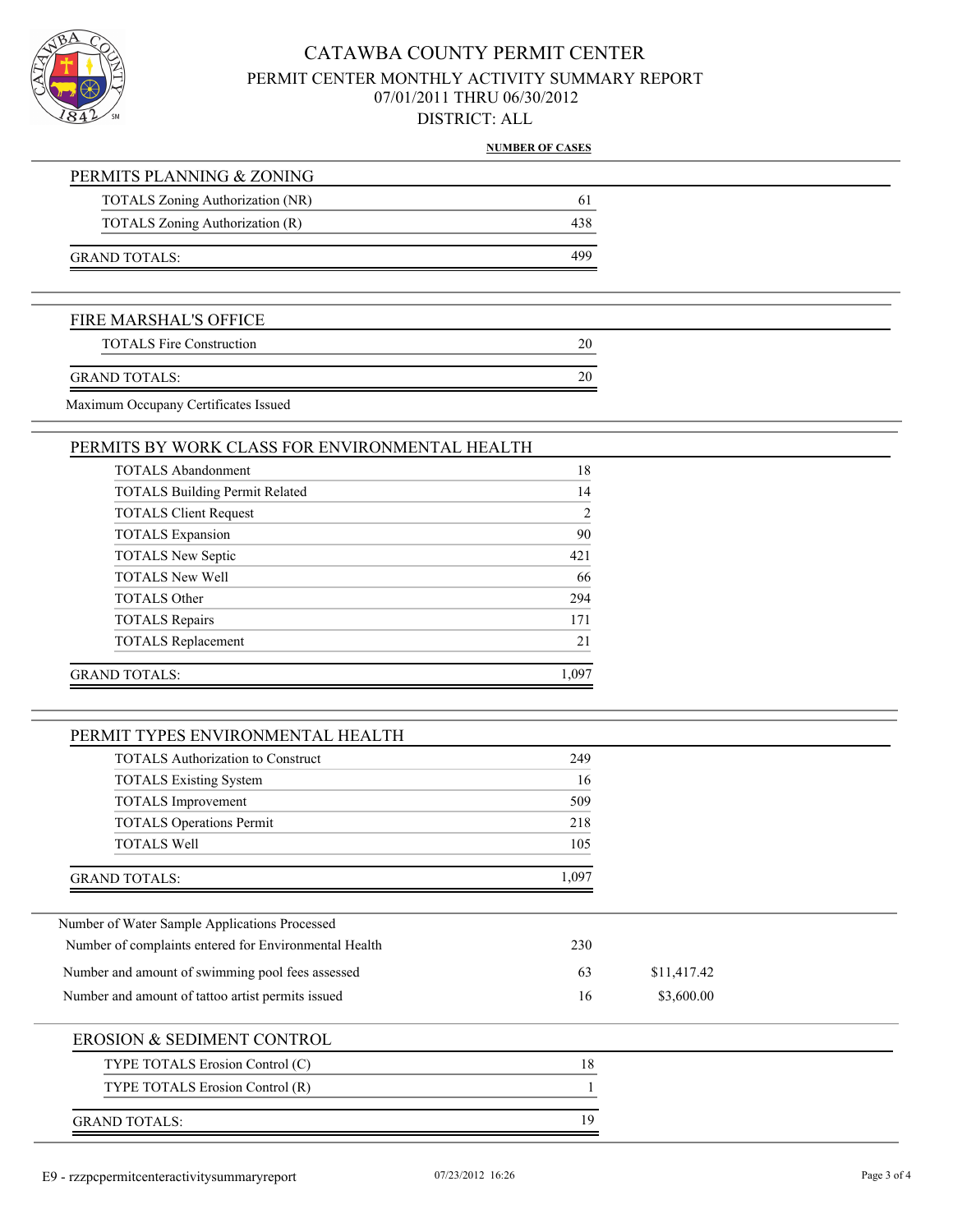# CATAWBA COUNTY PERMIT CENTER

## PERMIT CENTER MONTHLY ACTIVITY SUMMARY REPORT

07/01/2011 THRU 06/30/2012

DISTRICT: ALL

**NUMBER OF CASES**

### PERMITS PLANNING & ZONING

| | |
|---|---|
| TOTALS Zoning Authorization (NR) | 61 |
| TOTALS Zoning Authorization (R) | 438 |
| GRAND TOTALS: | 499 |

### FIRE MARSHAL'S OFFICE

| | |
|---|---|
| TOTALS Fire Construction | 20 |
| GRAND TOTALS: | 20 |

Maximum Occupancy Certificates Issued

### PERMITS BY WORK CLASS FOR ENVIRONMENTAL HEALTH

| | |
|---|---|
| TOTALS Abandonment | 18 |
| TOTALS Building Permit Related | 14 |
| TOTALS Client Request | 2 |
| TOTALS Expansion | 90 |
| TOTALS New Septic | 421 |
| TOTALS New Well | 66 |
| TOTALS Other | 294 |
| TOTALS Repairs | 171 |
| TOTALS Replacement | 21 |
| GRAND TOTALS: | 1,097 |

### PERMIT TYPES ENVIRONMENTAL HEALTH

| | |
|---|---|
| TOTALS Authorization to Construct | 249 |
| TOTALS Existing System | 16 |
| TOTALS Improvement | 509 |
| TOTALS Operations Permit | 218 |
| TOTALS Well | 105 |
| GRAND TOTALS: | 1,097 |

| | | |
|---|---|---|
| Number of Water Sample Applications Processed | | |
| Number of complaints entered for Environmental Health | 230 | |
| Number and amount of swimming pool fees assessed | 63 | $11,417.42 |
| Number and amount of tattoo artist permits issued | 16 | $3,600.00 |

### EROSION & SEDIMENT CONTROL

| | |
|---|---|
| TYPE TOTALS Erosion Control (C) | 18 |
| TYPE TOTALS Erosion Control (R) | 1 |
| GRAND TOTALS: | 19 |

E9 - rzzpcpermitcenteractivitysummaryreport 07/23/2012 16:26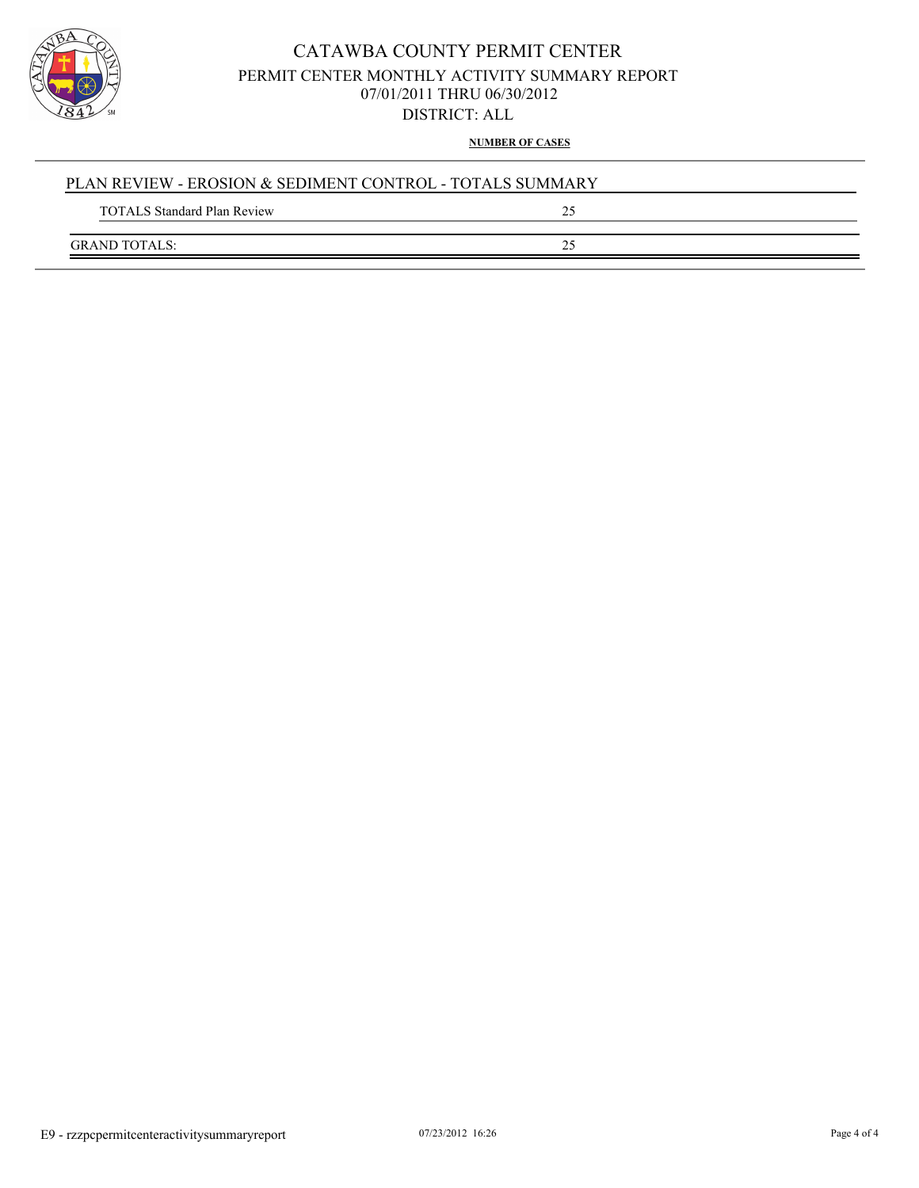# CATAWBA COUNTY PERMIT CENTER

## PERMIT CENTER MONTHLY ACTIVITY SUMMARY REPORT

07/01/2011 THRU 06/30/2012

DISTRICT: ALL

**NUMBER OF CASES**

### PLAN REVIEW - EROSION & SEDIMENT CONTROL - TOTALS SUMMARY

| | |
|---|---|
| TOTALS Standard Plan Review | 25 |
| GRAND TOTALS: | 25 |

E9 - rzzpcpermitcenteractivitysummaryreport    07/23/2012 16:26